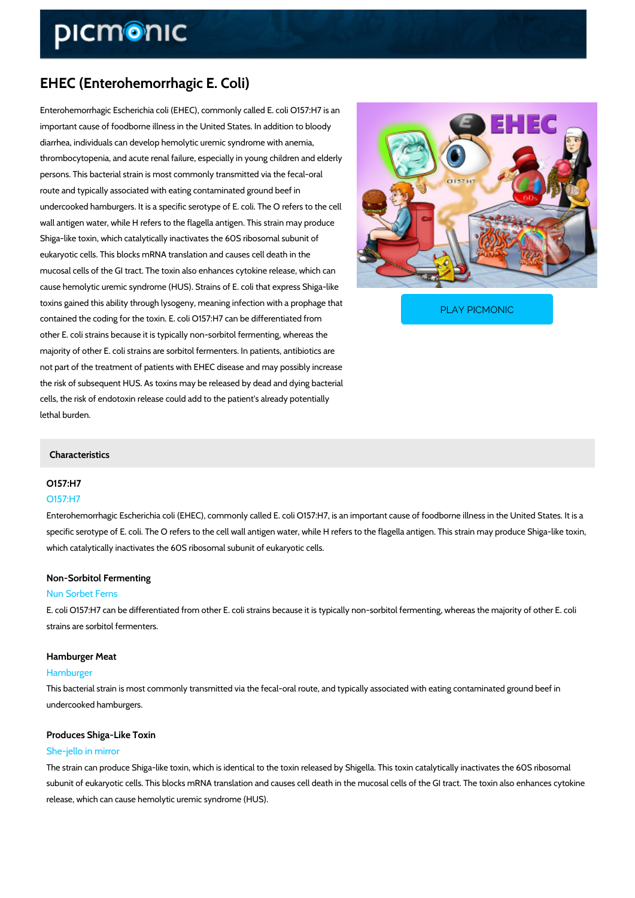# EHEC (Enterohemorrhagic E. Coli)

Enterohemorrhagic Escherichia coli (EHEC), commonly called E. coli O157:H7 is an important cause of foodborne illness in the United States. In addition to bloody diarrhea, individuals can develop hemolytic uremic syndrome with anemia, thrombocytopenia, and acute renal failure, especially in young children and elderly persons. This bacterial strain is most commonly transmitted via the fecal-oral route and typically associated with eating contaminated ground beef in undercooked hamburgers. It is a specific serotype of E. coli. The O refers to the cell wall antigen water, while H refers to the flagella antigen. This strain may produce Shiga-like toxin, which catalytically inactivates the 60S ribosomal subunit of eukaryotic cells. This blocks mRNA translation and causes cell death in the mucosal cells of the GI tract. The toxin also enhances cytokine release, which can cause hemolytic uremic syndrome (HUS). Strains of E. coli that express Shiga-like toxins gained this ability through lysogeny, meaning infection with a prophage that contained the coding for the toxin. E. coli O157:H7 can be differentiated from other E. coli strains because it is typically non-sorbitol fermenting, whereas the majority of other E. coli strains are sorbitol fermenters. In patients, antibiotics are not part of the treatment of patients with EHEC disease and may possibly increase the risk of subsequent HUS. As toxins may be released by dead and dying bacterial cells, the risk of endotoxin release could add to the patient's already potentially lethal burden.

PLAY PICMONIC

## Characteristics

### O157:H7

O157:H7

Enterohemorrhagic Escherichia coli (EHEC), commonly called E. coli O157:H7, is an important cause of foodborne illness in the United States. It is a specific serotype of E. coli. The O refers to the cell wall antigen water, while H refers to the flagella antigen. This strain may produce Shiga-like toxin, which catalytically inactivates the 60S ribosomal subunit of eukaryotic cells.

### Non-Sorbitol Fermenting

Nun Sorbet Ferns

E. coli O157:H7 can be differentiated from other E. coli strains because it is typically non-sorbitol fermenting, whereas the majority of other E. coli strains are sorbitol fermenters.

### Hamburger Meat

Hamburger

This bacterial strain is most commonly transmitted via the fecal-oral route, and typically associated with eating contaminated ground beef in undercooked hamburgers.

### Produces Shiga-Like Toxin

She-jello in mirror

The strain can produce Shiga-like toxin, which is identical to the toxin released by Shigella. This toxin catalytically inactivates the 60S ribosomal subunit of eukaryotic cells. This blocks mRNA translation and causes cell death in the mucosal cells of the GI tract. The toxin also enhances cytokine release, which can cause hemolytic uremic syndrome (HUS).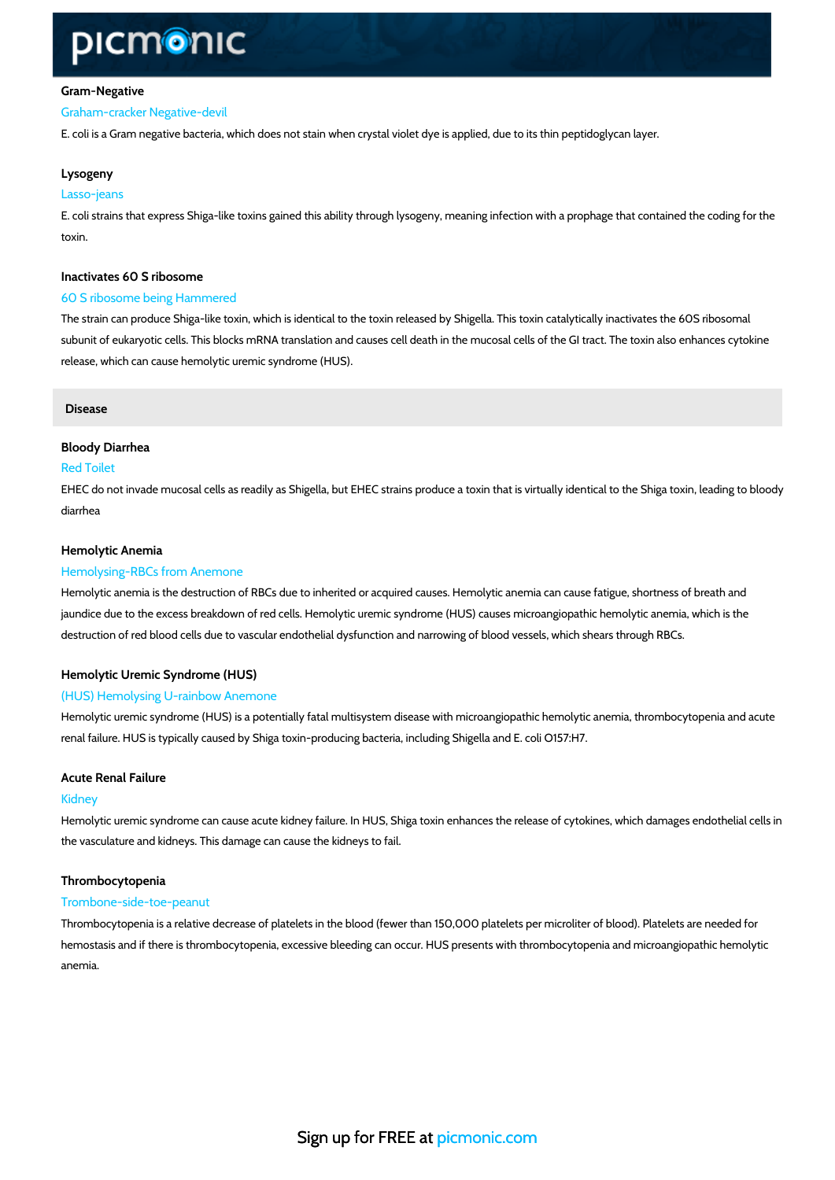### Gram-Negative

Graham-cracker Negative-devil

E. coli is a Gram negative bacteria, which does not stain when crystal violet dye is applied, due to its thin peptidoglycan layer.

### Lysogeny

Lasso-jeans

E. coli strains that express Shiga-like toxins gained this ability through lysogeny, meaning infection with a prophage that contained the coding for the toxin.

### Inactivates 60 S ribosome

60 S ribosome being Hammered

The strain can produce Shiga-like toxin, which is identical to the toxin released by Shigella. This toxin catalytically inactivates the 60S ribosomal subunit of eukaryotic cells. This blocks mRNA translation and causes cell death in the mucosal cells of the GI tract. The toxin also enhances cytokine release, which can cause hemolytic uremic syndrome (HUS).

## Disease

### Bloody Diarrhea

Red Toilet

EHEC do not invade mucosal cells as readily as Shigella, but EHEC strains produce a toxin that is virtually identical to the Shiga toxin, leading to bloody diarrhea

### Hemolytic Anemia

Hemolysing-RBCs from Anemone

Hemolytic anemia is the destruction of RBCs due to inherited or acquired causes. Hemolytic anemia can cause fatigue, shortness of breath and jaundice due to the excess breakdown of red cells. Hemolytic uremic syndrome (HUS) causes microangiopathic hemolytic anemia, which is the destruction of red blood cells due to vascular endothelial dysfunction and narrowing of blood vessels, which shears through RBCs.

### Hemolytic Uremic Syndrome (HUS)

(HUS) Hemolysing U-rainbow Anemone

Hemolytic uremic syndrome (HUS) is a potentially fatal multisystem disease with microangiopathic hemolytic anemia, thrombocytopenia and acute renal failure. HUS is typically caused by Shiga toxin-producing bacteria, including Shigella and E. coli O157:H7.

### Acute Renal Failure

Kidney

Hemolytic uremic syndrome can cause acute kidney failure. In HUS, Shiga toxin enhances the release of cytokines, which damages endothelial cells in the vasculature and kidneys. This damage can cause the kidneys to fail.

### Thrombocytopenia

Trombone-side-toe-peanut

Thrombocytopenia is a relative decrease of platelets in the blood (fewer than 150,000 platelets per microliter of blood). Platelets are needed for hemostasis and if there is thrombocytopenia, excessive bleeding can occur. HUS presents with thrombocytopenia and microangiopathic hemolytic anemia.